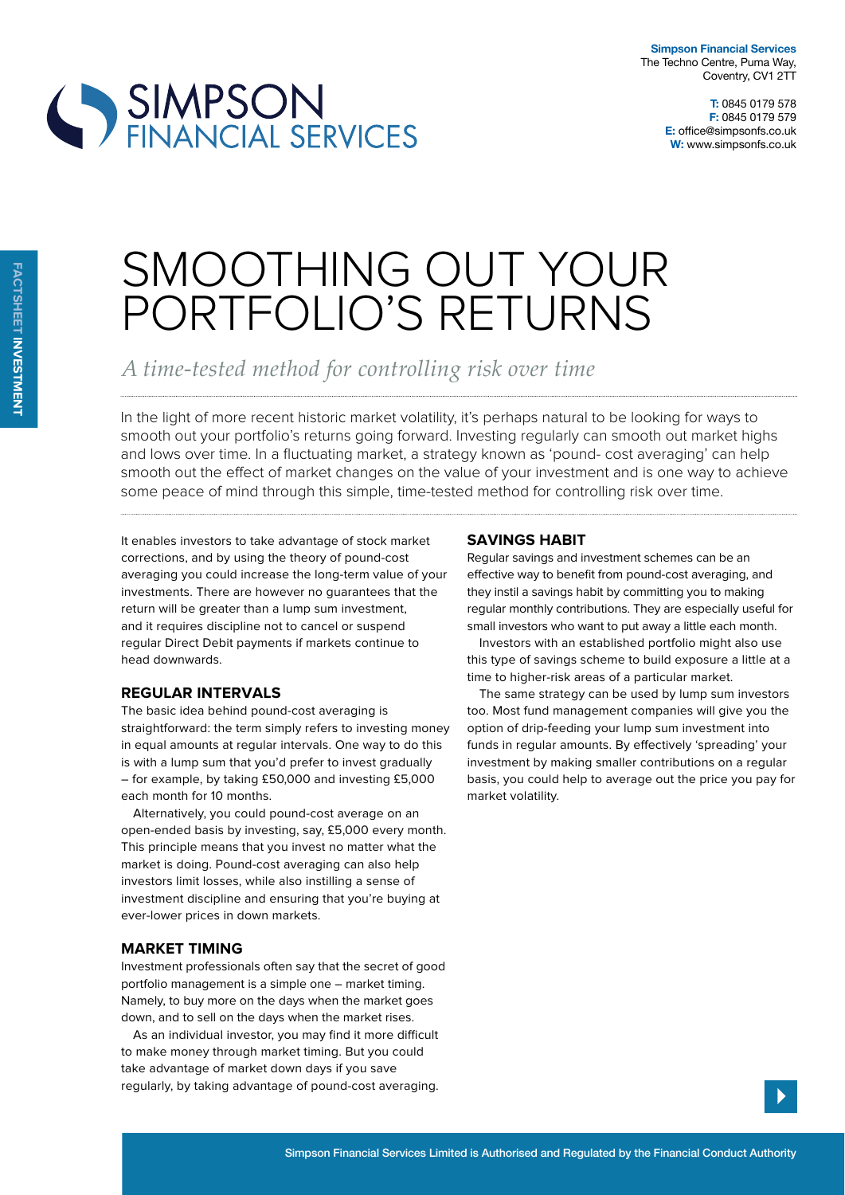**Simpson Financial Services**
The Techno Centre, Puma Way,
Coventry, CV1 2TT

**T:** 0845 0179 578
**F:** 0845 0179 579
**E:** office@simpsonsfs.co.uk
**W:** www.simpsonfs.co.uk

FACTSHEET **INVESTMENT**

# SMOOTHING OUT YOUR PORTFOLIO'S RETURNS

*A time-tested method for controlling risk over time*

In the light of more recent historic market volatility, it's perhaps natural to be looking for ways to smooth out your portfolio's returns going forward. Investing regularly can smooth out market highs and lows over time. In a fluctuating market, a strategy known as 'pound- cost averaging' can help smooth out the effect of market changes on the value of your investment and is one way to achieve some peace of mind through this simple, time-tested method for controlling risk over time.

It enables investors to take advantage of stock market corrections, and by using the theory of pound-cost averaging you could increase the long-term value of your investments. There are however no guarantees that the return will be greater than a lump sum investment, and it requires discipline not to cancel or suspend regular Direct Debit payments if markets continue to head downwards.

## REGULAR INTERVALS

The basic idea behind pound-cost averaging is straightforward: the term simply refers to investing money in equal amounts at regular intervals. One way to do this is with a lump sum that you'd prefer to invest gradually – for example, by taking £50,000 and investing £5,000 each month for 10 months.

Alternatively, you could pound-cost average on an open-ended basis by investing, say, £5,000 every month. This principle means that you invest no matter what the market is doing. Pound-cost averaging can also help investors limit losses, while also instilling a sense of investment discipline and ensuring that you're buying at ever-lower prices in down markets.

## MARKET TIMING

Investment professionals often say that the secret of good portfolio management is a simple one – market timing. Namely, to buy more on the days when the market goes down, and to sell on the days when the market rises.

As an individual investor, you may find it more difficult to make money through market timing. But you could take advantage of market down days if you save regularly, by taking advantage of pound-cost averaging.

## SAVINGS HABIT

Regular savings and investment schemes can be an effective way to benefit from pound-cost averaging, and they instil a savings habit by committing you to making regular monthly contributions. They are especially useful for small investors who want to put away a little each month.

Investors with an established portfolio might also use this type of savings scheme to build exposure a little at a time to higher-risk areas of a particular market.

The same strategy can be used by lump sum investors too. Most fund management companies will give you the option of drip-feeding your lump sum investment into funds in regular amounts. By effectively 'spreading' your investment by making smaller contributions on a regular basis, you could help to average out the price you pay for market volatility.

Simpson Financial Services Limited is Authorised and Regulated by the Financial Conduct Authority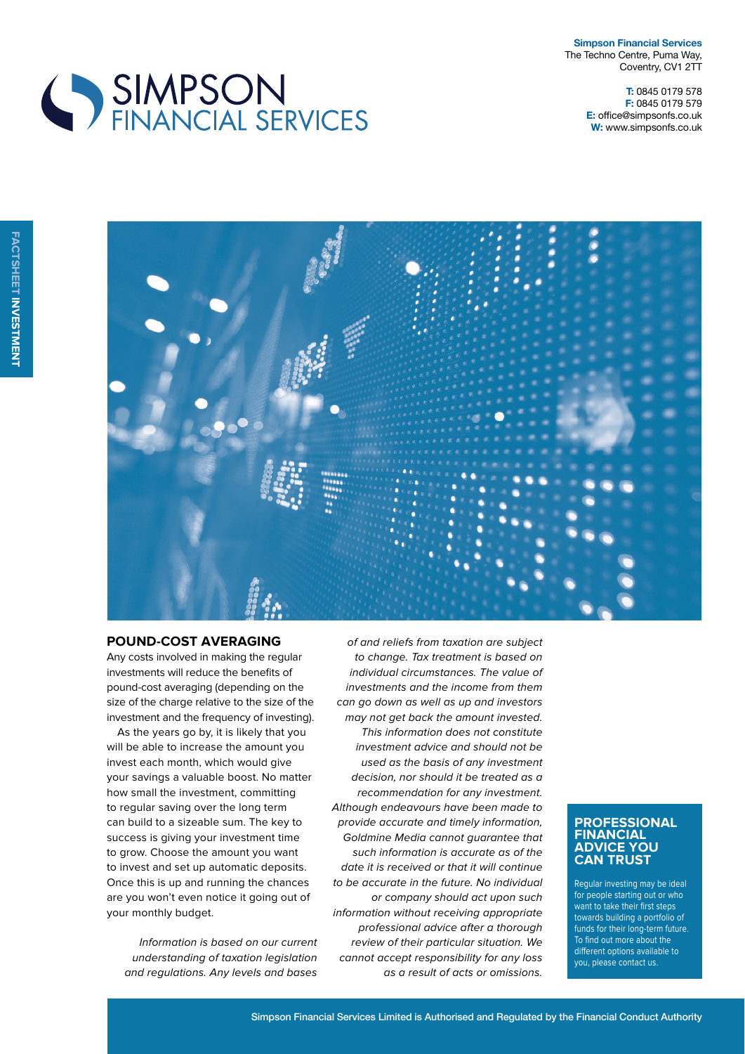# SIMPSON FINANCIAL SERVICES

**Simpson Financial Services**
The Techno Centre, Puma Way,
Coventry, CV1 2TT

**T:** 0845 0179 578
**F:** 0845 0179 579
**E:** office@simpsonfs.co.uk
**W:** www.simpsonfs.co.uk

FACTSHEET **INVESTMENT**

## POUND-COST AVERAGING

Any costs involved in making the regular investments will reduce the benefits of pound-cost averaging (depending on the size of the charge relative to the size of the investment and the frequency of investing).

As the years go by, it is likely that you will be able to increase the amount you invest each month, which would give your savings a valuable boost. No matter how small the investment, committing to regular saving over the long term can build to a sizeable sum. The key to success is giving your investment time to grow. Choose the amount you want to invest and set up automatic deposits. Once this is up and running the chances are you won't even notice it going out of your monthly budget.

*Information is based on our current understanding of taxation legislation and regulations. Any levels and bases of and reliefs from taxation are subject to change. Tax treatment is based on individual circumstances. The value of investments and the income from them can go down as well as up and investors may not get back the amount invested. This information does not constitute investment advice and should not be used as the basis of any investment decision, nor should it be treated as a recommendation for any investment. Although endeavours have been made to provide accurate and timely information, Goldmine Media cannot guarantee that such information is accurate as of the date it is received or that it will continue to be accurate in the future. No individual or company should act upon such information without receiving appropriate professional advice after a thorough review of their particular situation. We cannot accept responsibility for any loss as a result of acts or omissions.*

## PROFESSIONAL FINANCIAL ADVICE YOU CAN TRUST

Regular investing may be ideal for people starting out or who want to take their first steps towards building a portfolio of funds for their long-term future. To find out more about the different options available to you, please contact us.

Simpson Financial Services Limited is Authorised and Regulated by the Financial Conduct Authority